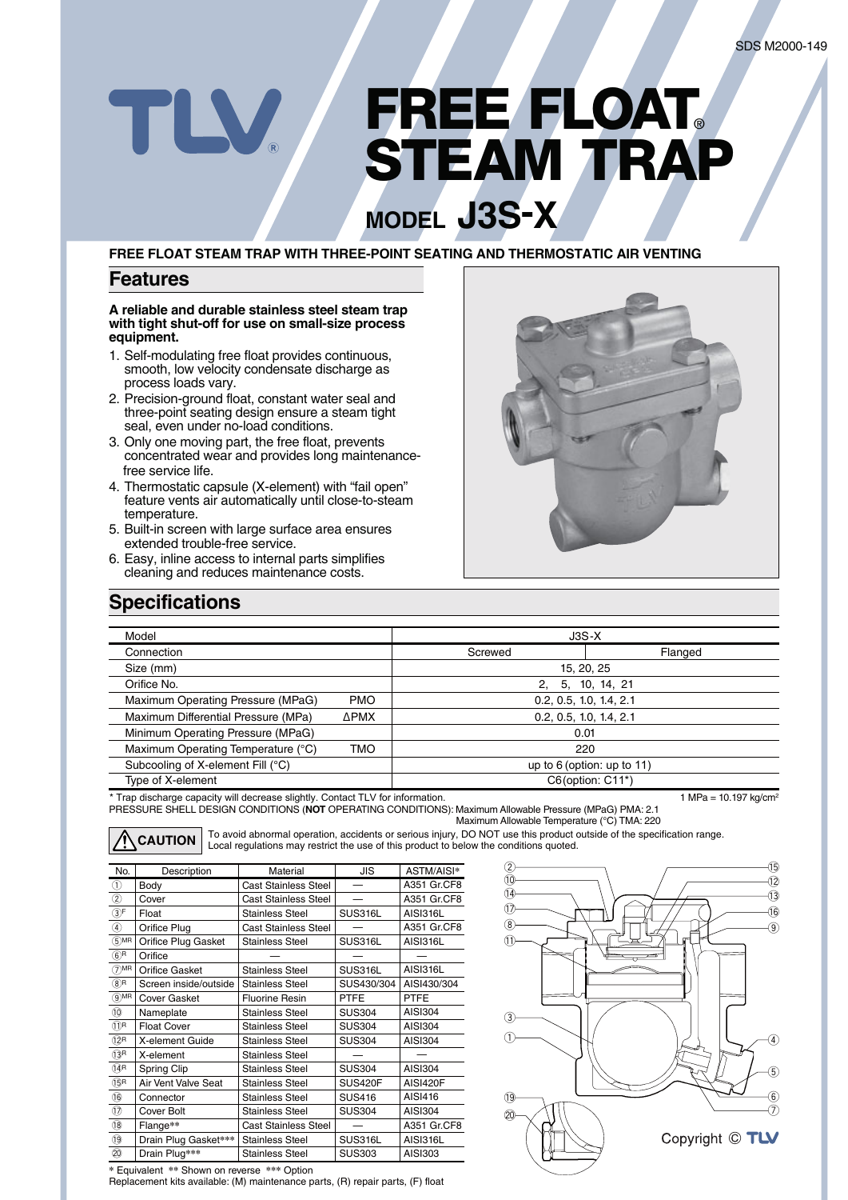# FREE FLOAT® STEAM TRAP

## MODEL J3S-X

**FREE FLOAT STEAM TRAP WITH THREE-POINT SEATING AND THERMOSTATIC AIR VENTING**

## Features

**A reliable and durable stainless steel steam trap with tight shut-off for use on small-size process equipment.**

1. Self-modulating free float provides continuous, smooth, low velocity condensate discharge as process loads vary.
2. Precision-ground float, constant water seal and three-point seating design ensure a steam tight seal, even under no-load conditions.
3. Only one moving part, the free float, prevents concentrated wear and provides long maintenance-free service life.
4. Thermostatic capsule (X-element) with "fail open" feature vents air automatically until close-to-steam temperature.
5. Built-in screen with large surface area ensures extended trouble-free service.
6. Easy, inline access to internal parts simplifies cleaning and reduces maintenance costs.

## Specifications

| Model | | J3S-X | |
|---|---|---|---|
| Connection | | Screwed | Flanged |
| Size (mm) | | 15, 20, 25 | |
| Orifice No. | | 2, 5, 10, 14, 21 | |
| Maximum Operating Pressure (MPaG) | PMO | 0.2, 0.5, 1.0, 1.4, 2.1 | |
| Maximum Differential Pressure (MPa) | ΔPMX | 0.2, 0.5, 1.0, 1.4, 2.1 | |
| Minimum Operating Pressure (MPaG) | | 0.01 | |
| Maximum Operating Temperature (°C) | TMO | 220 | |
| Subcooling of X-element Fill (°C) | | up to 6 (option: up to 11) | |
| Type of X-element | | C6 (option: C11*) | |

* Trap discharge capacity will decrease slightly. Contact TLV for information.

1 MPa = 10.197 kg/cm²

PRESSURE SHELL DESIGN CONDITIONS (**NOT** OPERATING CONDITIONS): Maximum Allowable Pressure (MPaG) PMA: 2.1
Maximum Allowable Temperature (°C) TMA: 220

**CAUTION** To avoid abnormal operation, accidents or serious injury, DO NOT use this product outside of the specification range. Local regulations may restrict the use of this product to below the conditions quoted.

| No. | Description | Material | JIS | ASTM/AISI* |
|---|---|---|---|---|
| ① | Body | Cast Stainless Steel | — | A351 Gr.CF8 |
| ② | Cover | Cast Stainless Steel | — | A351 Gr.CF8 |
| ③F | Float | Stainless Steel | SUS316L | AISI316L |
| ④ | Orifice Plug | Cast Stainless Steel | — | A351 Gr.CF8 |
| ⑤MR | Orifice Plug Gasket | Stainless Steel | SUS316L | AISI316L |
| ⑥R | Orifice | — | — | — |
| ⑦MR | Orifice Gasket | Stainless Steel | SUS316L | AISI316L |
| ⑧R | Screen inside/outside | Stainless Steel | SUS430/304 | AISI430/304 |
| ⑨MR | Cover Gasket | Fluorine Resin | PTFE | PTFE |
| ⑩ | Nameplate | Stainless Steel | SUS304 | AISI304 |
| ⑪R | Float Cover | Stainless Steel | SUS304 | AISI304 |
| ⑫R | X-element Guide | Stainless Steel | SUS304 | AISI304 |
| ⑬R | X-element | Stainless Steel | — | — |
| ⑭R | Spring Clip | Stainless Steel | SUS304 | AISI304 |
| ⑮R | Air Vent Valve Seat | Stainless Steel | SUS420F | AISI420F |
| ⑯ | Connector | Stainless Steel | SUS416 | AISI416 |
| ⑰ | Cover Bolt | Stainless Steel | SUS304 | AISI304 |
| ⑱ | Flange** | Cast Stainless Steel | — | A351 Gr.CF8 |
| ⑲ | Drain Plug Gasket*** | Stainless Steel | SUS316L | AISI316L |
| ⑳ | Drain Plug*** | Stainless Steel | SUS303 | AISI303 |

* Equivalent ** Shown on reverse *** Option
Replacement kits available: (M) maintenance parts, (R) repair parts, (F) float

Copyright © TLV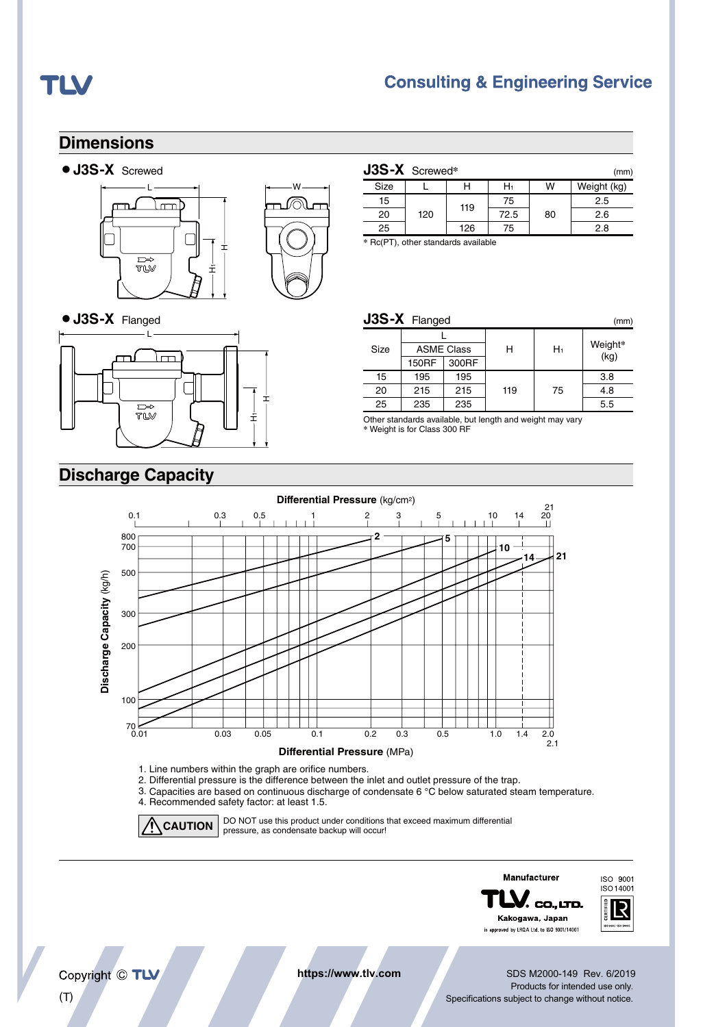## Dimensions

● **J3S-X** Screwed

L

W

H

$H_1$

**J3S-X** Screwed* (mm)

| Size | L | H | $H_1$ | W | Weight (kg) |
|---|---|---|---|---|---|
| 15 | 120 | 119 | 75 | 80 | 2.5 |
| 20 | | | 72.5 | | 2.6 |
| 25 | | 126 | 75 | | 2.8 |

* Rc(PT), other standards available

● **J3S-X** Flanged

L

H

$H_1$

**J3S-X** Flanged (mm)

| Size | L | | H | $H_1$ | Weight* (kg) |
|---|---|---|---|---|---|
| | ASME Class | | | | |
| | 150RF | 300RF | | | |
| 15 | 195 | 195 | 119 | 75 | 3.8 |
| 20 | 215 | 215 | | | 4.8 |
| 25 | 235 | 235 | | | 5.5 |

Other standards available, but length and weight may vary
* Weight is for Class 300 RF

## Discharge Capacity

**Differential Pressure** (kg/cm²)

0.1 0.3 0.5 1 2 3 5 10 14 20 21

800
700
500
300
200
100
70

**Discharge Capacity** (kg/h)

2 5 10 14 21

0.01 0.03 0.05 0.1 0.2 0.3 0.5 1.0 1.4 2.0 2.1

**Differential Pressure** (MPa)

1. Line numbers within the graph are orifice numbers.
2. Differential pressure is the difference between the inlet and outlet pressure of the trap.
3. Capacities are based on continuous discharge of condensate 6 °C below saturated steam temperature.
4. Recommended safety factor: at least 1.5.

**CAUTION** DO NOT use this product under conditions that exceed maximum differential pressure, as condensate backup will occur!

Manufacturer
TLV. CO., LTD.
Kakogawa, Japan
is approved by LRQA Ltd. to ISO 9001/14001

ISO 9001
ISO 14001

Copyright © TLV
(T)

https://www.tlv.com

SDS M2000-149 Rev. 6/2019
Products for intended use only.
Specifications subject to change without notice.